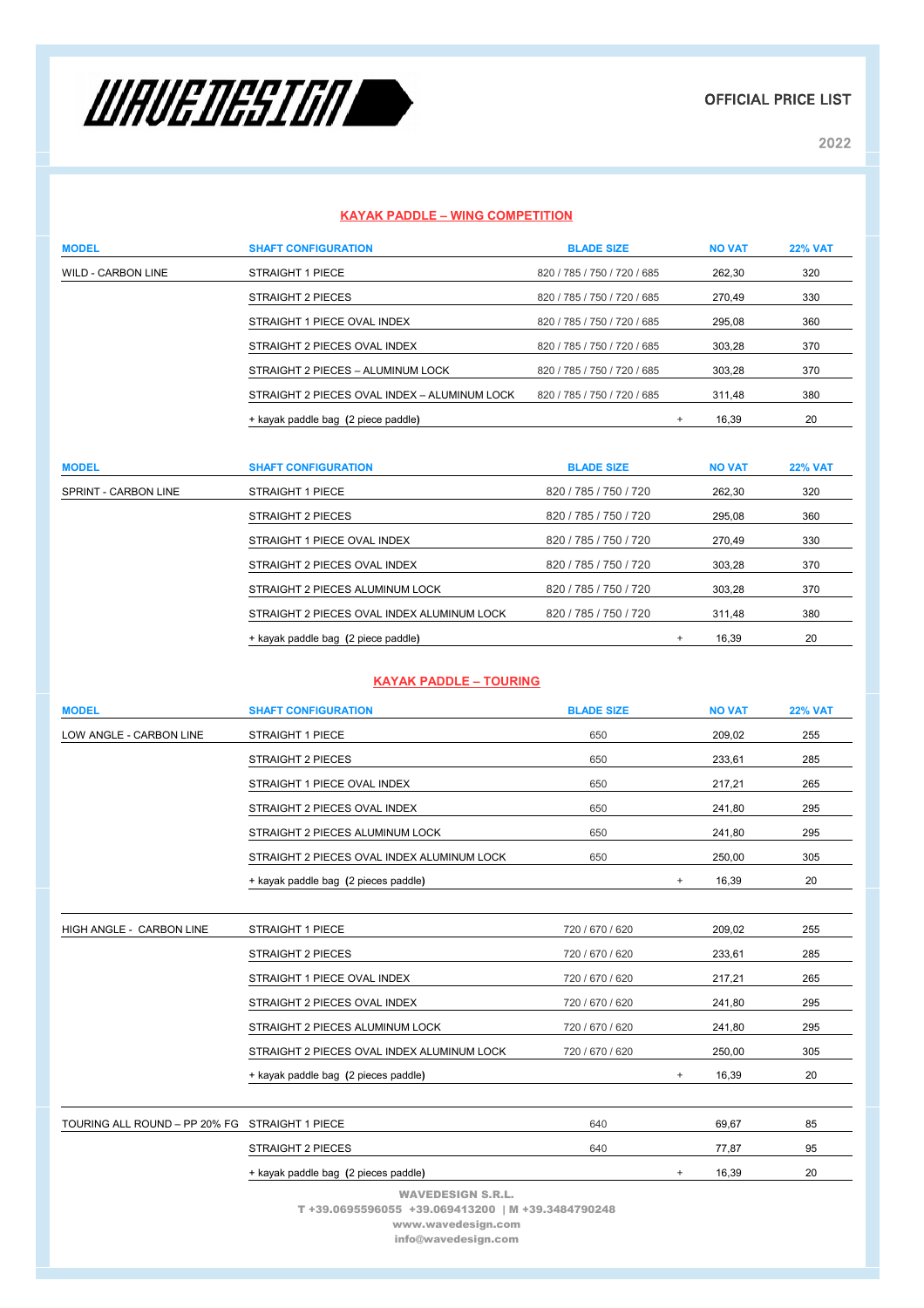WAVEDESIGN

**OFFICIAL PRICE LIST**

**2022**

## KAYAK PADDLE – WING COMPETITION

| MODEL | SHAFT CONFIGURATION | BLADE SIZE | | NO VAT | 22% VAT |
|---|---|---|---|---|---|
| WILD - CARBON LINE | STRAIGHT 1 PIECE | 820 / 785 / 750 / 720 / 685 | | 262,30 | 320 |
| | STRAIGHT 2 PIECES | 820 / 785 / 750 / 720 / 685 | | 270,49 | 330 |
| | STRAIGHT 1 PIECE OVAL INDEX | 820 / 785 / 750 / 720 / 685 | | 295,08 | 360 |
| | STRAIGHT 2 PIECES OVAL INDEX | 820 / 785 / 750 / 720 / 685 | | 303,28 | 370 |
| | STRAIGHT 2 PIECES – ALUMINUM LOCK | 820 / 785 / 750 / 720 / 685 | | 303,28 | 370 |
| | STRAIGHT 2 PIECES OVAL INDEX – ALUMINUM LOCK | 820 / 785 / 750 / 720 / 685 | | 311,48 | 380 |
| | + kayak paddle bag (2 piece paddle) | | + | 16,39 | 20 |

| MODEL | SHAFT CONFIGURATION | BLADE SIZE | | NO VAT | 22% VAT |
|---|---|---|---|---|---|
| SPRINT - CARBON LINE | STRAIGHT 1 PIECE | 820 / 785 / 750 / 720 | | 262,30 | 320 |
| | STRAIGHT 2 PIECES | 820 / 785 / 750 / 720 | | 295,08 | 360 |
| | STRAIGHT 1 PIECE OVAL INDEX | 820 / 785 / 750 / 720 | | 270,49 | 330 |
| | STRAIGHT 2 PIECES OVAL INDEX | 820 / 785 / 750 / 720 | | 303,28 | 370 |
| | STRAIGHT 2 PIECES ALUMINUM LOCK | 820 / 785 / 750 / 720 | | 303,28 | 370 |
| | STRAIGHT 2 PIECES OVAL INDEX ALUMINUM LOCK | 820 / 785 / 750 / 720 | | 311,48 | 380 |
| | + kayak paddle bag (2 piece paddle) | | + | 16,39 | 20 |

## KAYAK PADDLE – TOURING

| MODEL | SHAFT CONFIGURATION | BLADE SIZE | | NO VAT | 22% VAT |
|---|---|---|---|---|---|
| LOW ANGLE - CARBON LINE | STRAIGHT 1 PIECE | 650 | | 209,02 | 255 |
| | STRAIGHT 2 PIECES | 650 | | 233,61 | 285 |
| | STRAIGHT 1 PIECE OVAL INDEX | 650 | | 217,21 | 265 |
| | STRAIGHT 2 PIECES OVAL INDEX | 650 | | 241,80 | 295 |
| | STRAIGHT 2 PIECES ALUMINUM LOCK | 650 | | 241,80 | 295 |
| | STRAIGHT 2 PIECES OVAL INDEX ALUMINUM LOCK | 650 | | 250,00 | 305 |
| | + kayak paddle bag (2 pieces paddle) | | + | 16,39 | 20 |
| HIGH ANGLE - CARBON LINE | STRAIGHT 1 PIECE | 720 / 670 / 620 | | 209,02 | 255 |
| | STRAIGHT 2 PIECES | 720 / 670 / 620 | | 233,61 | 285 |
| | STRAIGHT 1 PIECE OVAL INDEX | 720 / 670 / 620 | | 217,21 | 265 |
| | STRAIGHT 2 PIECES OVAL INDEX | 720 / 670 / 620 | | 241,80 | 295 |
| | STRAIGHT 2 PIECES ALUMINUM LOCK | 720 / 670 / 620 | | 241,80 | 295 |
| | STRAIGHT 2 PIECES OVAL INDEX ALUMINUM LOCK | 720 / 670 / 620 | | 250,00 | 305 |
| | + kayak paddle bag (2 pieces paddle) | | + | 16,39 | 20 |
| TOURING ALL ROUND – PP 20% FG | STRAIGHT 1 PIECE | 640 | | 69,67 | 85 |
| | STRAIGHT 2 PIECES | 640 | | 77,87 | 95 |
| | + kayak paddle bag (2 pieces paddle) | | + | 16,39 | 20 |

**WAVEDESIGN S.R.L.**
T +39.0695596055 +39.069413200 | M +39.3484790248
www.wavedesign.com
info@wavedesign.com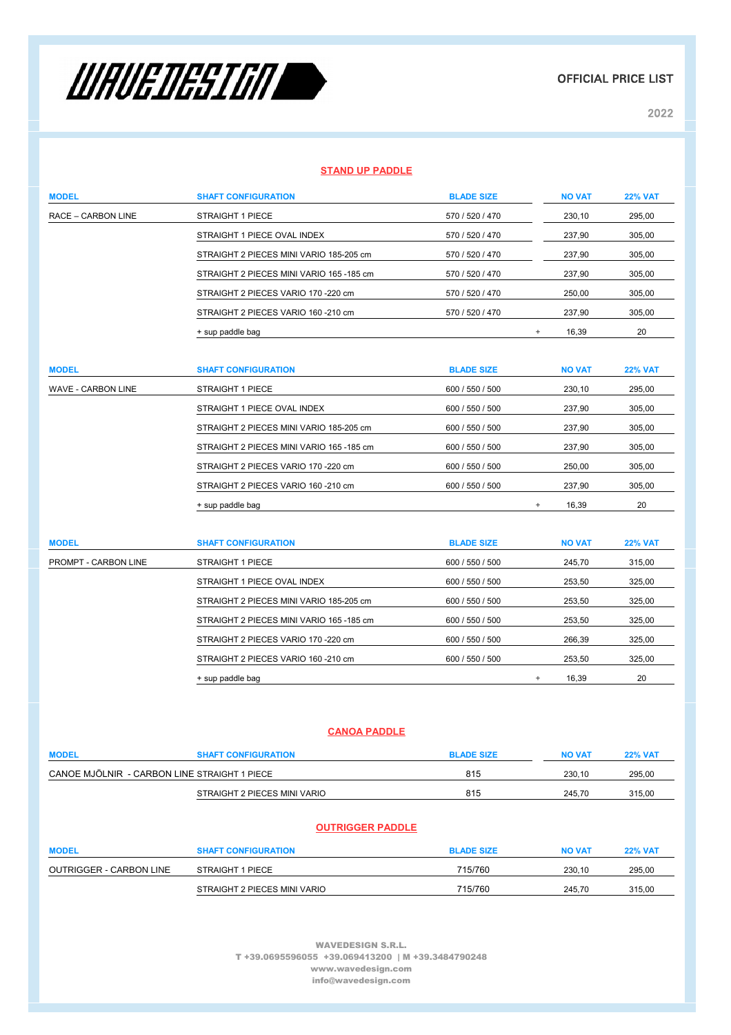WAVEDESIGN

OFFICIAL PRICE LIST

2022

## STAND UP PADDLE

| MODEL | SHAFT CONFIGURATION | BLADE SIZE | | NO VAT | 22% VAT |
|---|---|---|---|---|---|
| RACE – CARBON LINE | STRAIGHT 1 PIECE | 570 / 520 / 470 | | 230,10 | 295,00 |
| | STRAIGHT 1 PIECE OVAL INDEX | 570 / 520 / 470 | | 237,90 | 305,00 |
| | STRAIGHT 2 PIECES MINI VARIO 185-205 cm | 570 / 520 / 470 | | 237,90 | 305,00 |
| | STRAIGHT 2 PIECES MINI VARIO 165 -185 cm | 570 / 520 / 470 | | 237,90 | 305,00 |
| | STRAIGHT 2 PIECES VARIO 170 -220 cm | 570 / 520 / 470 | | 250,00 | 305,00 |
| | STRAIGHT 2 PIECES VARIO 160 -210 cm | 570 / 520 / 470 | | 237,90 | 305,00 |
| | + sup paddle bag | | + | 16,39 | 20 |

| MODEL | SHAFT CONFIGURATION | BLADE SIZE | | NO VAT | 22% VAT |
|---|---|---|---|---|---|
| WAVE - CARBON LINE | STRAIGHT 1 PIECE | 600 / 550 / 500 | | 230,10 | 295,00 |
| | STRAIGHT 1 PIECE OVAL INDEX | 600 / 550 / 500 | | 237,90 | 305,00 |
| | STRAIGHT 2 PIECES MINI VARIO 185-205 cm | 600 / 550 / 500 | | 237,90 | 305,00 |
| | STRAIGHT 2 PIECES MINI VARIO 165 -185 cm | 600 / 550 / 500 | | 237,90 | 305,00 |
| | STRAIGHT 2 PIECES VARIO 170 -220 cm | 600 / 550 / 500 | | 250,00 | 305,00 |
| | STRAIGHT 2 PIECES VARIO 160 -210 cm | 600 / 550 / 500 | | 237,90 | 305,00 |
| | + sup paddle bag | | + | 16,39 | 20 |

| MODEL | SHAFT CONFIGURATION | BLADE SIZE | | NO VAT | 22% VAT |
|---|---|---|---|---|---|
| PROMPT - CARBON LINE | STRAIGHT 1 PIECE | 600 / 550 / 500 | | 245,70 | 315,00 |
| | STRAIGHT 1 PIECE OVAL INDEX | 600 / 550 / 500 | | 253,50 | 325,00 |
| | STRAIGHT 2 PIECES MINI VARIO 185-205 cm | 600 / 550 / 500 | | 253,50 | 325,00 |
| | STRAIGHT 2 PIECES MINI VARIO 165 -185 cm | 600 / 550 / 500 | | 253,50 | 325,00 |
| | STRAIGHT 2 PIECES VARIO 170 -220 cm | 600 / 550 / 500 | | 266,39 | 325,00 |
| | STRAIGHT 2 PIECES VARIO 160 -210 cm | 600 / 550 / 500 | | 253,50 | 325,00 |
| | + sup paddle bag | | + | 16,39 | 20 |

## CANOA PADDLE

| MODEL | SHAFT CONFIGURATION | BLADE SIZE | NO VAT | 22% VAT |
|---|---|---|---|---|
| CANOE MJÖLNIR - CARBON LINE | STRAIGHT 1 PIECE | 815 | 230,10 | 295,00 |
| | STRAIGHT 2 PIECES MINI VARIO | 815 | 245,70 | 315,00 |

## OUTRIGGER PADDLE

| MODEL | SHAFT CONFIGURATION | BLADE SIZE | NO VAT | 22% VAT |
|---|---|---|---|---|
| OUTRIGGER - CARBON LINE | STRAIGHT 1 PIECE | 715/760 | 230,10 | 295,00 |
| | STRAIGHT 2 PIECES MINI VARIO | 715/760 | 245,70 | 315,00 |

**WAVEDESIGN S.R.L.**
T +39.0695596055 +39.069413200 | M +39.3484790248
www.wavedesign.com
info@wavedesign.com